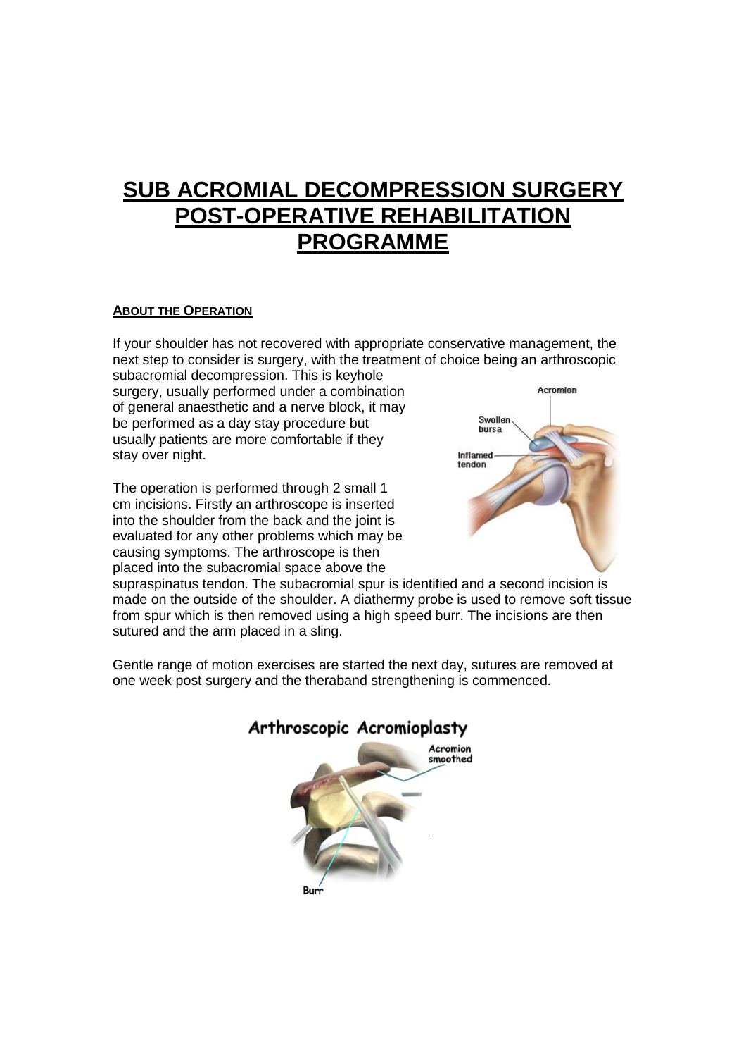# SUB ACROMIAL DECOMPRESSION SURGERY POST-OPERATIVE REHABILITATION PROGRAMME

## ABOUT THE OPERATION

If your shoulder has not recovered with appropriate conservative management, the next step to consider is surgery, with the treatment of choice being an arthroscopic subacromial decompression. This is keyhole surgery, usually performed under a combination of general anaesthetic and a nerve block, it may be performed as a day stay procedure but usually patients are more comfortable if they stay over night.

The operation is performed through 2 small 1 cm incisions. Firstly an arthroscope is inserted into the shoulder from the back and the joint is evaluated for any other problems which may be causing symptoms. The arthroscope is then placed into the subacromial space above the supraspinatus tendon. The subacromial spur is identified and a second incision is made on the outside of the shoulder. A diathermy probe is used to remove soft tissue from spur which is then removed using a high speed burr. The incisions are then sutured and the arm placed in a sling.

Gentle range of motion exercises are started the next day, sutures are removed at one week post surgery and the theraband strengthening is commenced.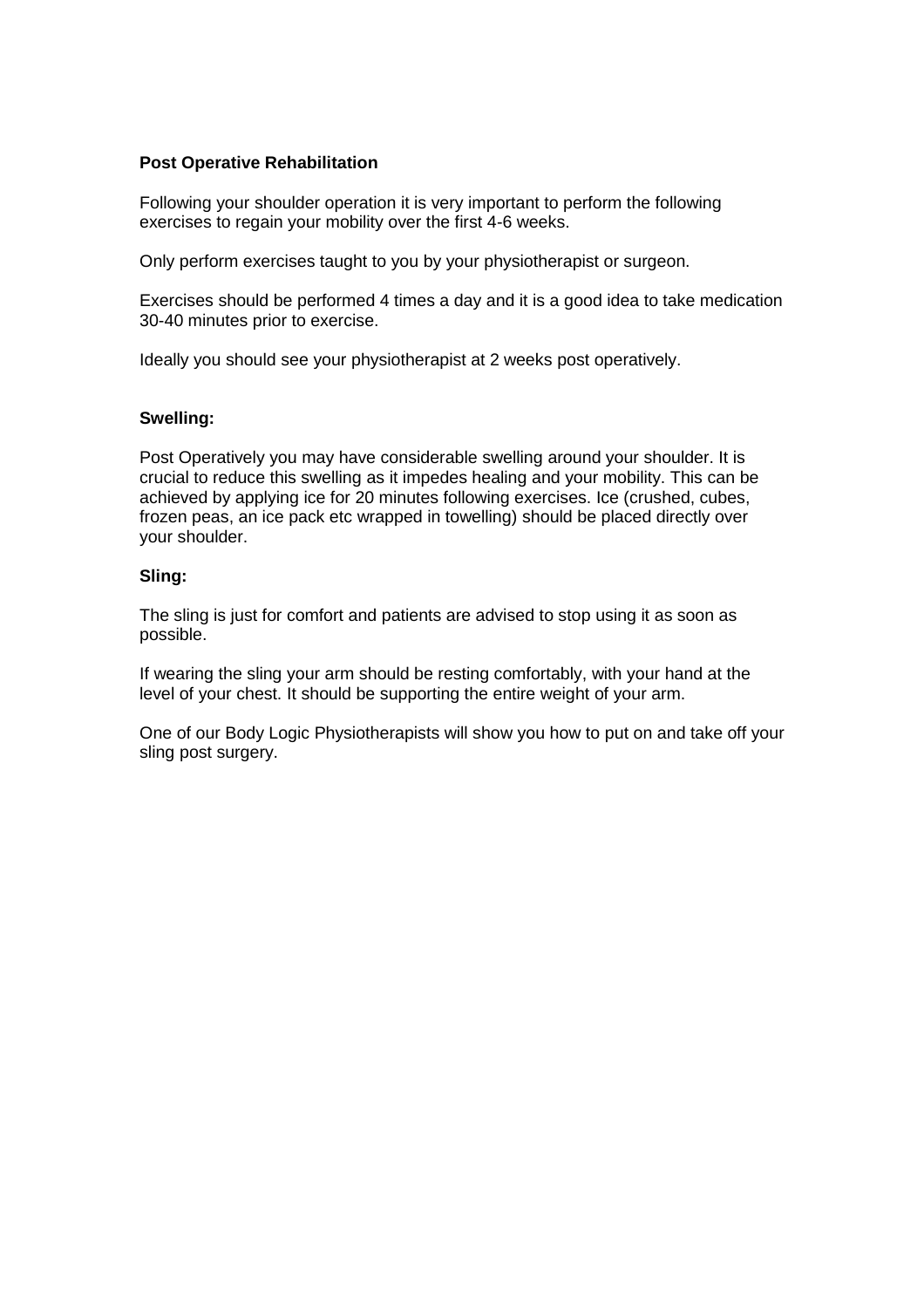**Post Operative Rehabilitation**

Following your shoulder operation it is very important to perform the following exercises to regain your mobility over the first 4-6 weeks.

Only perform exercises taught to you by your physiotherapist or surgeon.

Exercises should be performed 4 times a day and it is a good idea to take medication 30-40 minutes prior to exercise.

Ideally you should see your physiotherapist at 2 weeks post operatively.

**Swelling:**

Post Operatively you may have considerable swelling around your shoulder. It is crucial to reduce this swelling as it impedes healing and your mobility. This can be achieved by applying ice for 20 minutes following exercises. Ice (crushed, cubes, frozen peas, an ice pack etc wrapped in towelling) should be placed directly over your shoulder.

**Sling:**

The sling is just for comfort and patients are advised to stop using it as soon as possible.

If wearing the sling your arm should be resting comfortably, with your hand at the level of your chest. It should be supporting the entire weight of your arm.

One of our Body Logic Physiotherapists will show you how to put on and take off your sling post surgery.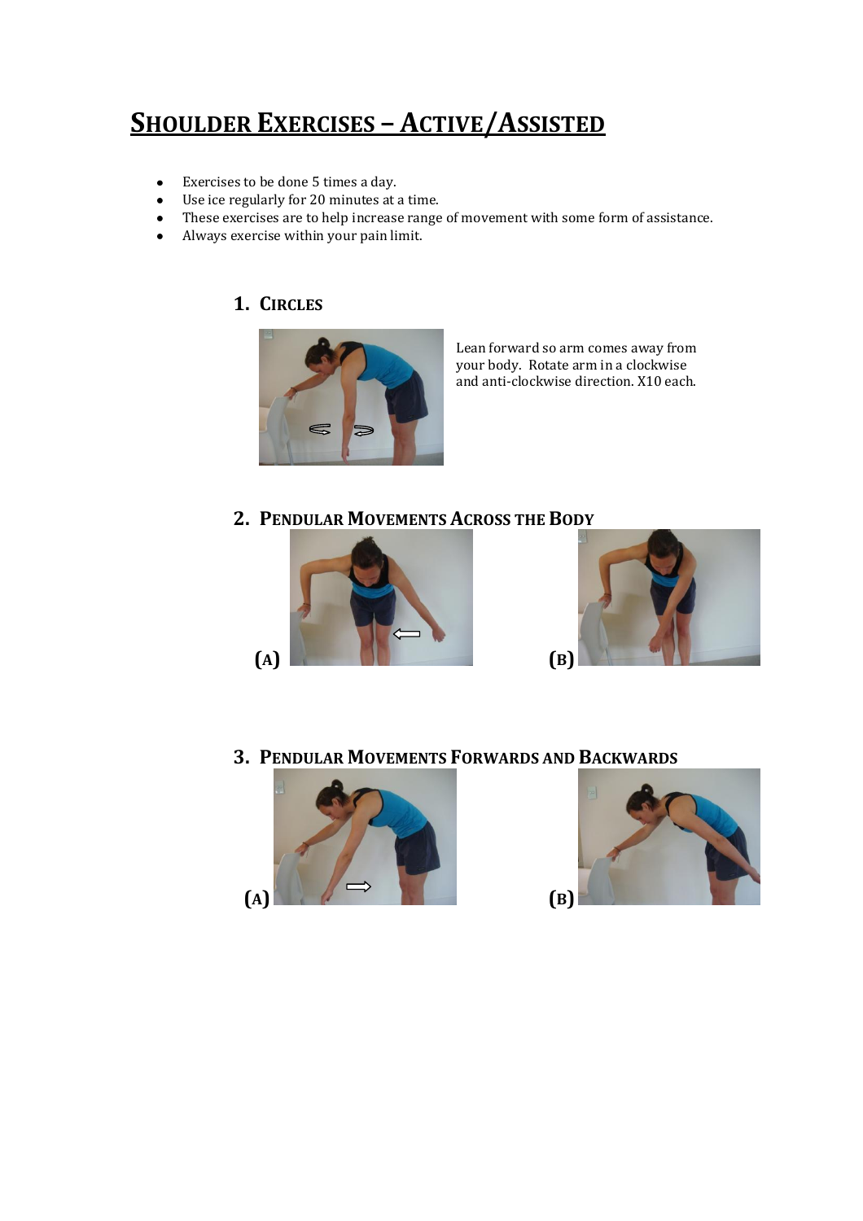# SHOULDER EXERCISES – ACTIVE/ASSISTED

- Exercises to be done 5 times a day.
- Use ice regularly for 20 minutes at a time.
- These exercises are to help increase range of movement with some form of assistance.
- Always exercise within your pain limit.

## 1. CIRCLES

Lean forward so arm comes away from your body. Rotate arm in a clockwise and anti-clockwise direction. X10 each.

## 2. PENDULAR MOVEMENTS ACROSS THE BODY

(A)

(B)

## 3. PENDULAR MOVEMENTS FORWARDS AND BACKWARDS

(A)

(B)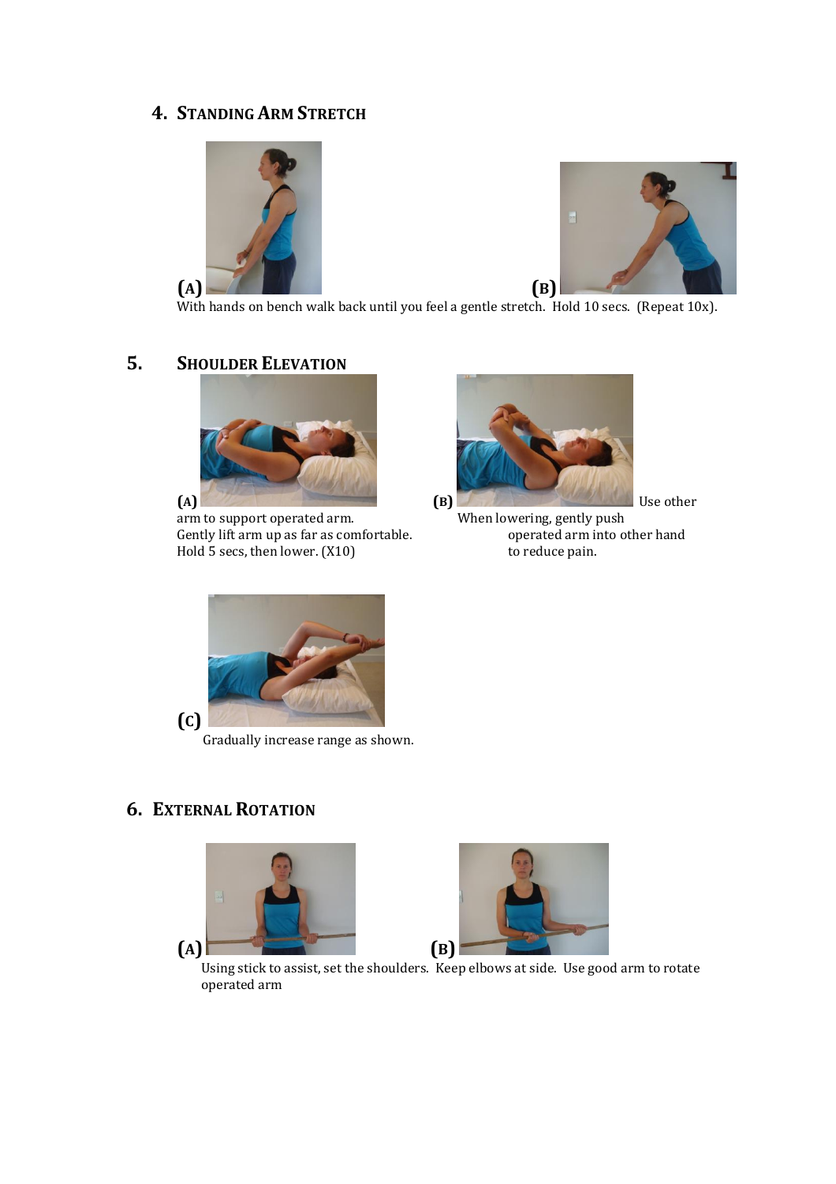## 4. Standing Arm Stretch

(A)

(B)

With hands on bench walk back until you feel a gentle stretch. Hold 10 secs. (Repeat 10x).

## 5. Shoulder Elevation

(A)

(B)

Use other arm to support operated arm. Gently lift arm up as far as comfortable. Hold 5 secs, then lower. (X10)

When lowering, gently push operated arm into other hand to reduce pain.

(C)

Gradually increase range as shown.

## 6. External Rotation

(A)

(B)

Using stick to assist, set the shoulders. Keep elbows at side. Use good arm to rotate operated arm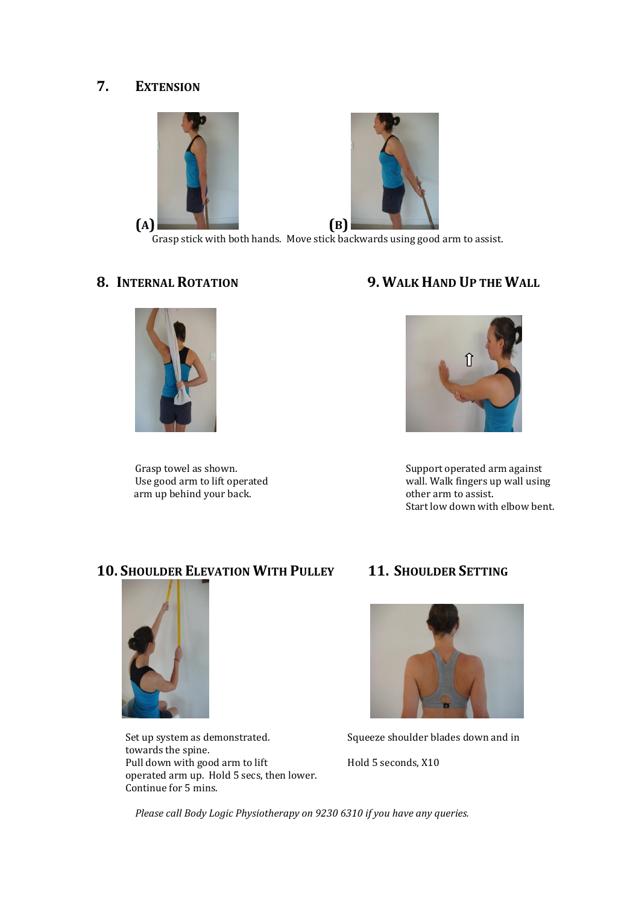## 7. EXTENSION

(A) (B)

Grasp stick with both hands. Move stick backwards using good arm to assist.

## 8. INTERNAL ROTATION

Grasp towel as shown.
Use good arm to lift operated arm up behind your back.

## 9. WALK HAND UP THE WALL

Support operated arm against wall. Walk fingers up wall using other arm to assist.
Start low down with elbow bent.

## 10. SHOULDER ELEVATION WITH PULLEY

Set up system as demonstrated.
Pull down with good arm to lift operated arm up. Hold 5 secs, then lower.
Continue for 5 mins.

## 11. SHOULDER SETTING

Squeeze shoulder blades down and in towards the spine.

Hold 5 seconds, X10

*Please call Body Logic Physiotherapy on 9230 6310 if you have any queries.*